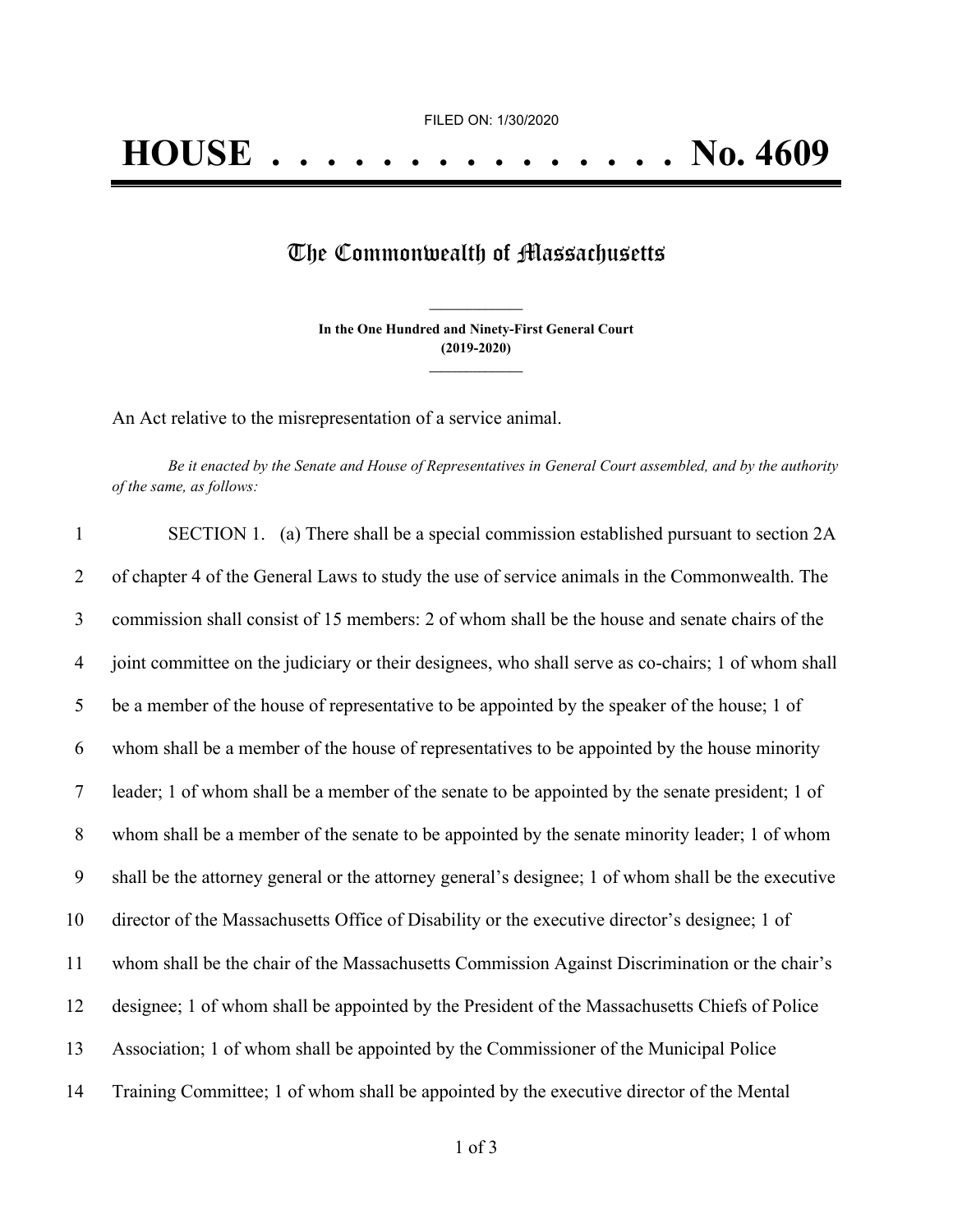FILED ON: 1/30/2020

# HOUSE . . . . . . . . . . . . . . . No. 4609

## The Commonwealth of Massachusetts

**In the One Hundred and Ninety-First General Court**
**(2019-2020)**

An Act relative to the misrepresentation of a service animal.

*Be it enacted by the Senate and House of Representatives in General Court assembled, and by the authority of the same, as follows:*

1 SECTION 1. (a) There shall be a special commission established pursuant to section 2A
2 of chapter 4 of the General Laws to study the use of service animals in the Commonwealth. The
3 commission shall consist of 15 members: 2 of whom shall be the house and senate chairs of the
4 joint committee on the judiciary or their designees, who shall serve as co-chairs; 1 of whom shall
5 be a member of the house of representative to be appointed by the speaker of the house; 1 of
6 whom shall be a member of the house of representatives to be appointed by the house minority
7 leader; 1 of whom shall be a member of the senate to be appointed by the senate president; 1 of
8 whom shall be a member of the senate to be appointed by the senate minority leader; 1 of whom
9 shall be the attorney general or the attorney general's designee; 1 of whom shall be the executive
10 director of the Massachusetts Office of Disability or the executive director's designee; 1 of
11 whom shall be the chair of the Massachusetts Commission Against Discrimination or the chair's
12 designee; 1 of whom shall be appointed by the President of the Massachusetts Chiefs of Police
13 Association; 1 of whom shall be appointed by the Commissioner of the Municipal Police
14 Training Committee; 1 of whom shall be appointed by the executive director of the Mental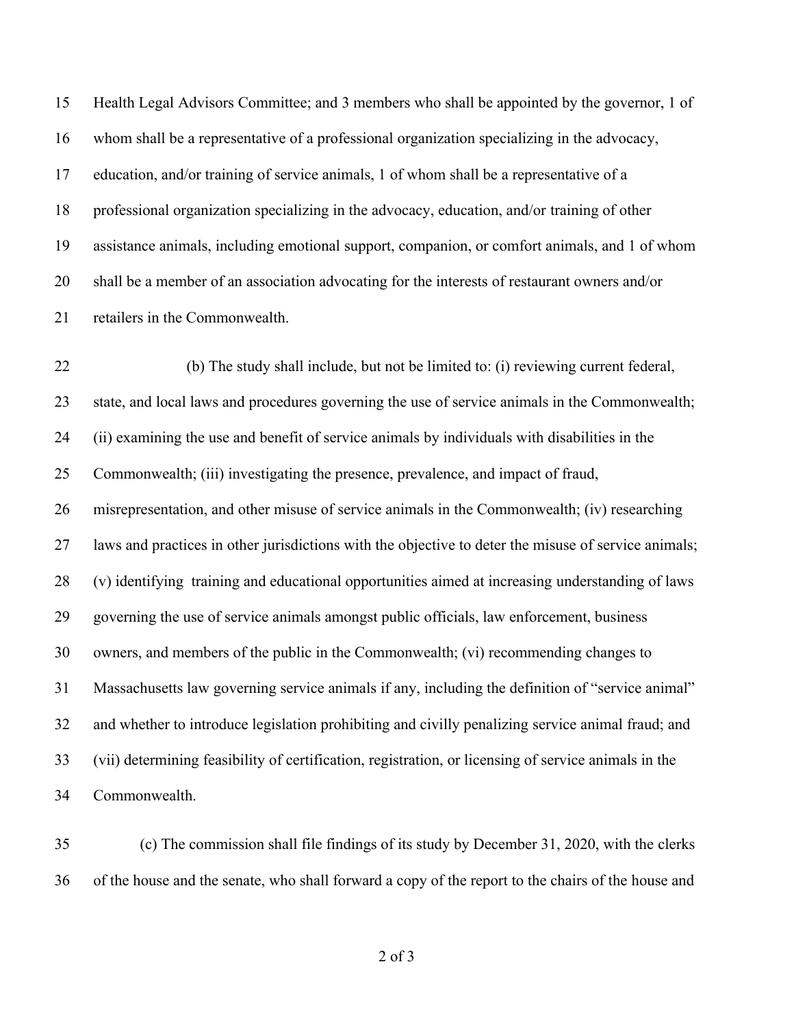Health Legal Advisors Committee; and 3 members who shall be appointed by the governor, 1 of whom shall be a representative of a professional organization specializing in the advocacy, education, and/or training of service animals, 1 of whom shall be a representative of a professional organization specializing in the advocacy, education, and/or training of other assistance animals, including emotional support, companion, or comfort animals, and 1 of whom shall be a member of an association advocating for the interests of restaurant owners and/or retailers in the Commonwealth.

(b) The study shall include, but not be limited to: (i) reviewing current federal, state, and local laws and procedures governing the use of service animals in the Commonwealth; (ii) examining the use and benefit of service animals by individuals with disabilities in the Commonwealth; (iii) investigating the presence, prevalence, and impact of fraud, misrepresentation, and other misuse of service animals in the Commonwealth; (iv) researching laws and practices in other jurisdictions with the objective to deter the misuse of service animals; (v) identifying training and educational opportunities aimed at increasing understanding of laws governing the use of service animals amongst public officials, law enforcement, business owners, and members of the public in the Commonwealth; (vi) recommending changes to Massachusetts law governing service animals if any, including the definition of "service animal" and whether to introduce legislation prohibiting and civilly penalizing service animal fraud; and (vii) determining feasibility of certification, registration, or licensing of service animals in the Commonwealth.

(c) The commission shall file findings of its study by December 31, 2020, with the clerks of the house and the senate, who shall forward a copy of the report to the chairs of the house and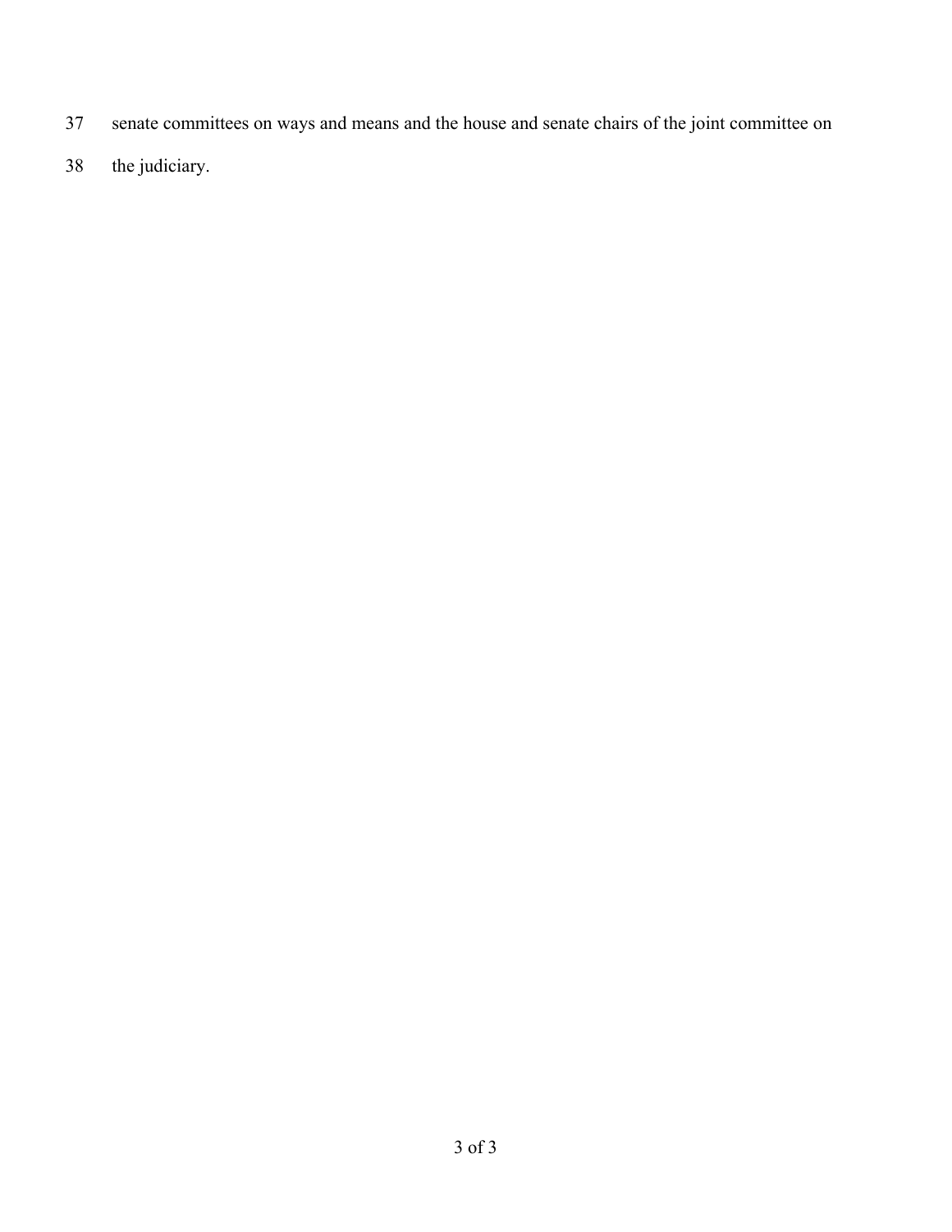37 senate committees on ways and means and the house and senate chairs of the joint committee on

38 the judiciary.